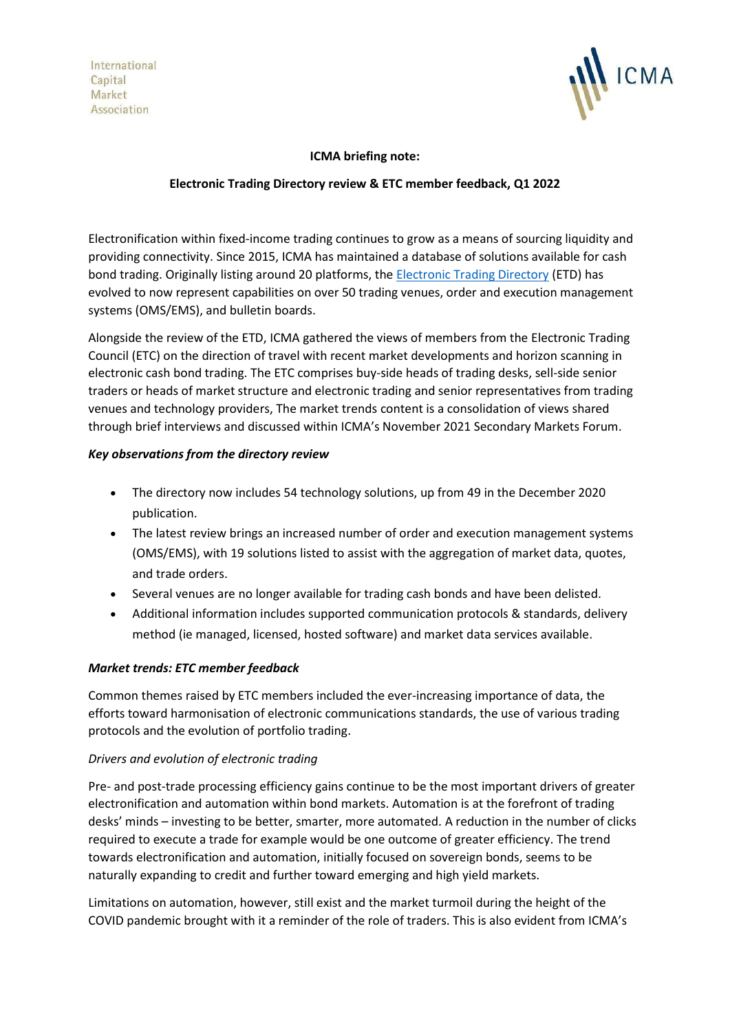International Capital Market Association

ICMA

**ICMA briefing note:**

**Electronic Trading Directory review & ETC member feedback, Q1 2022**

Electronification within fixed-income trading continues to grow as a means of sourcing liquidity and providing connectivity. Since 2015, ICMA has maintained a database of solutions available for cash bond trading. Originally listing around 20 platforms, the [Electronic Trading Directory](#) (ETD) has evolved to now represent capabilities on over 50 trading venues, order and execution management systems (OMS/EMS), and bulletin boards.

Alongside the review of the ETD, ICMA gathered the views of members from the Electronic Trading Council (ETC) on the direction of travel with recent market developments and horizon scanning in electronic cash bond trading. The ETC comprises buy-side heads of trading desks, sell-side senior traders or heads of market structure and electronic trading and senior representatives from trading venues and technology providers, The market trends content is a consolidation of views shared through brief interviews and discussed within ICMA's November 2021 Secondary Markets Forum.

***Key observations from the directory review***

- The directory now includes 54 technology solutions, up from 49 in the December 2020 publication.
- The latest review brings an increased number of order and execution management systems (OMS/EMS), with 19 solutions listed to assist with the aggregation of market data, quotes, and trade orders.
- Several venues are no longer available for trading cash bonds and have been delisted.
- Additional information includes supported communication protocols & standards, delivery method (ie managed, licensed, hosted software) and market data services available.

***Market trends: ETC member feedback***

Common themes raised by ETC members included the ever-increasing importance of data, the efforts toward harmonisation of electronic communications standards, the use of various trading protocols and the evolution of portfolio trading.

*Drivers and evolution of electronic trading*

Pre- and post-trade processing efficiency gains continue to be the most important drivers of greater electronification and automation within bond markets. Automation is at the forefront of trading desks' minds – investing to be better, smarter, more automated. A reduction in the number of clicks required to execute a trade for example would be one outcome of greater efficiency. The trend towards electronification and automation, initially focused on sovereign bonds, seems to be naturally expanding to credit and further toward emerging and high yield markets.

Limitations on automation, however, still exist and the market turmoil during the height of the COVID pandemic brought with it a reminder of the role of traders. This is also evident from ICMA's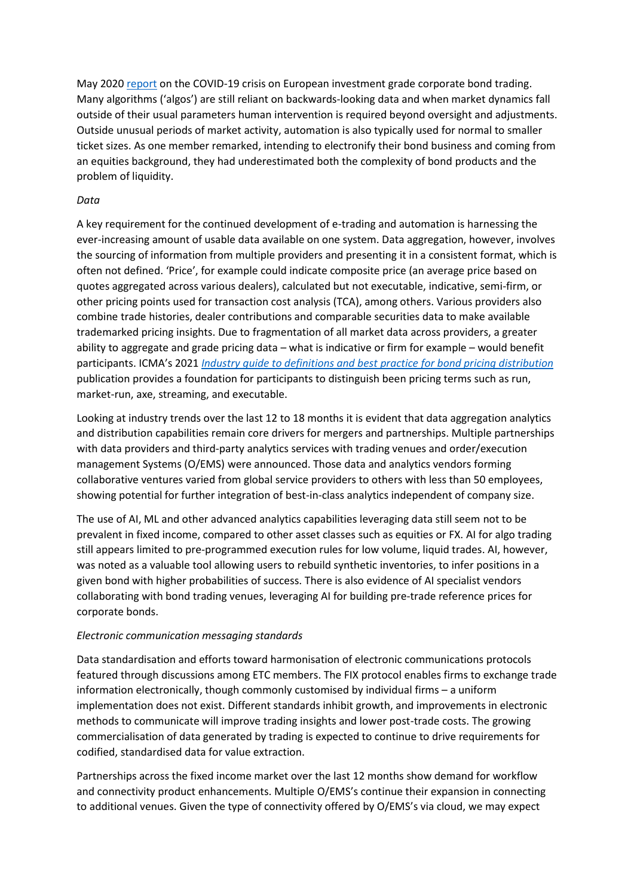May 2020 [report](report) on the COVID-19 crisis on European investment grade corporate bond trading. Many algorithms ('algos') are still reliant on backwards-looking data and when market dynamics fall outside of their usual parameters human intervention is required beyond oversight and adjustments. Outside unusual periods of market activity, automation is also typically used for normal to smaller ticket sizes. As one member remarked, intending to electronify their bond business and coming from an equities background, they had underestimated both the complexity of bond products and the problem of liquidity.

*Data*

A key requirement for the continued development of e-trading and automation is harnessing the ever-increasing amount of usable data available on one system. Data aggregation, however, involves the sourcing of information from multiple providers and presenting it in a consistent format, which is often not defined. 'Price', for example could indicate composite price (an average price based on quotes aggregated across various dealers), calculated but not executable, indicative, semi-firm, or other pricing points used for transaction cost analysis (TCA), among others. Various providers also combine trade histories, dealer contributions and comparable securities data to make available trademarked pricing insights. Due to fragmentation of all market data across providers, a greater ability to aggregate and grade pricing data – what is indicative or firm for example – would benefit participants. ICMA's 2021 *Industry guide to definitions and best practice for bond pricing distribution* publication provides a foundation for participants to distinguish been pricing terms such as run, market-run, axe, streaming, and executable.

Looking at industry trends over the last 12 to 18 months it is evident that data aggregation analytics and distribution capabilities remain core drivers for mergers and partnerships. Multiple partnerships with data providers and third-party analytics services with trading venues and order/execution management Systems (O/EMS) were announced. Those data and analytics vendors forming collaborative ventures varied from global service providers to others with less than 50 employees, showing potential for further integration of best-in-class analytics independent of company size.

The use of AI, ML and other advanced analytics capabilities leveraging data still seem not to be prevalent in fixed income, compared to other asset classes such as equities or FX. AI for algo trading still appears limited to pre-programmed execution rules for low volume, liquid trades. AI, however, was noted as a valuable tool allowing users to rebuild synthetic inventories, to infer positions in a given bond with higher probabilities of success. There is also evidence of AI specialist vendors collaborating with bond trading venues, leveraging AI for building pre-trade reference prices for corporate bonds.

*Electronic communication messaging standards*

Data standardisation and efforts toward harmonisation of electronic communications protocols featured through discussions among ETC members. The FIX protocol enables firms to exchange trade information electronically, though commonly customised by individual firms – a uniform implementation does not exist. Different standards inhibit growth, and improvements in electronic methods to communicate will improve trading insights and lower post-trade costs. The growing commercialisation of data generated by trading is expected to continue to drive requirements for codified, standardised data for value extraction.

Partnerships across the fixed income market over the last 12 months show demand for workflow and connectivity product enhancements. Multiple O/EMS's continue their expansion in connecting to additional venues. Given the type of connectivity offered by O/EMS's via cloud, we may expect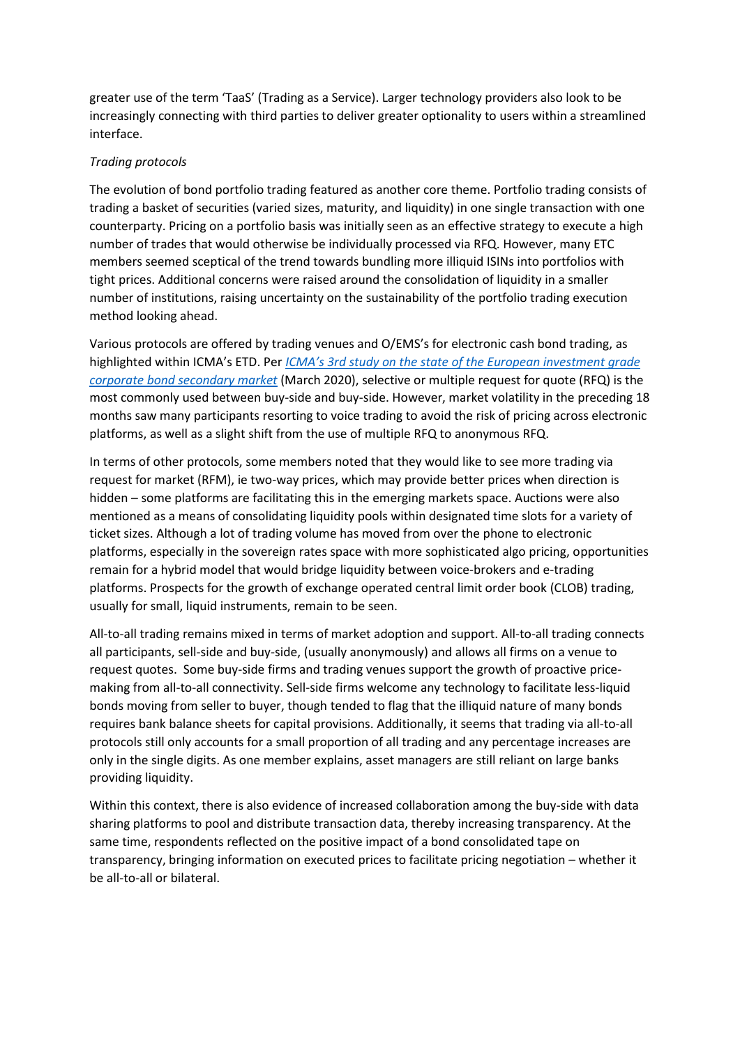greater use of the term 'TaaS' (Trading as a Service). Larger technology providers also look to be increasingly connecting with third parties to deliver greater optionality to users within a streamlined interface.

*Trading protocols*

The evolution of bond portfolio trading featured as another core theme. Portfolio trading consists of trading a basket of securities (varied sizes, maturity, and liquidity) in one single transaction with one counterparty. Pricing on a portfolio basis was initially seen as an effective strategy to execute a high number of trades that would otherwise be individually processed via RFQ. However, many ETC members seemed sceptical of the trend towards bundling more illiquid ISINs into portfolios with tight prices. Additional concerns were raised around the consolidation of liquidity in a smaller number of institutions, raising uncertainty on the sustainability of the portfolio trading execution method looking ahead.

Various protocols are offered by trading venues and O/EMS's for electronic cash bond trading, as highlighted within ICMA's ETD. Per *ICMA's 3rd study on the state of the European investment grade corporate bond secondary market* (March 2020), selective or multiple request for quote (RFQ) is the most commonly used between buy-side and buy-side. However, market volatility in the preceding 18 months saw many participants resorting to voice trading to avoid the risk of pricing across electronic platforms, as well as a slight shift from the use of multiple RFQ to anonymous RFQ.

In terms of other protocols, some members noted that they would like to see more trading via request for market (RFM), ie two-way prices, which may provide better prices when direction is hidden – some platforms are facilitating this in the emerging markets space. Auctions were also mentioned as a means of consolidating liquidity pools within designated time slots for a variety of ticket sizes. Although a lot of trading volume has moved from over the phone to electronic platforms, especially in the sovereign rates space with more sophisticated algo pricing, opportunities remain for a hybrid model that would bridge liquidity between voice-brokers and e-trading platforms. Prospects for the growth of exchange operated central limit order book (CLOB) trading, usually for small, liquid instruments, remain to be seen.

All-to-all trading remains mixed in terms of market adoption and support. All-to-all trading connects all participants, sell-side and buy-side, (usually anonymously) and allows all firms on a venue to request quotes. Some buy-side firms and trading venues support the growth of proactive price-making from all-to-all connectivity. Sell-side firms welcome any technology to facilitate less-liquid bonds moving from seller to buyer, though tended to flag that the illiquid nature of many bonds requires bank balance sheets for capital provisions. Additionally, it seems that trading via all-to-all protocols still only accounts for a small proportion of all trading and any percentage increases are only in the single digits. As one member explains, asset managers are still reliant on large banks providing liquidity.

Within this context, there is also evidence of increased collaboration among the buy-side with data sharing platforms to pool and distribute transaction data, thereby increasing transparency. At the same time, respondents reflected on the positive impact of a bond consolidated tape on transparency, bringing information on executed prices to facilitate pricing negotiation – whether it be all-to-all or bilateral.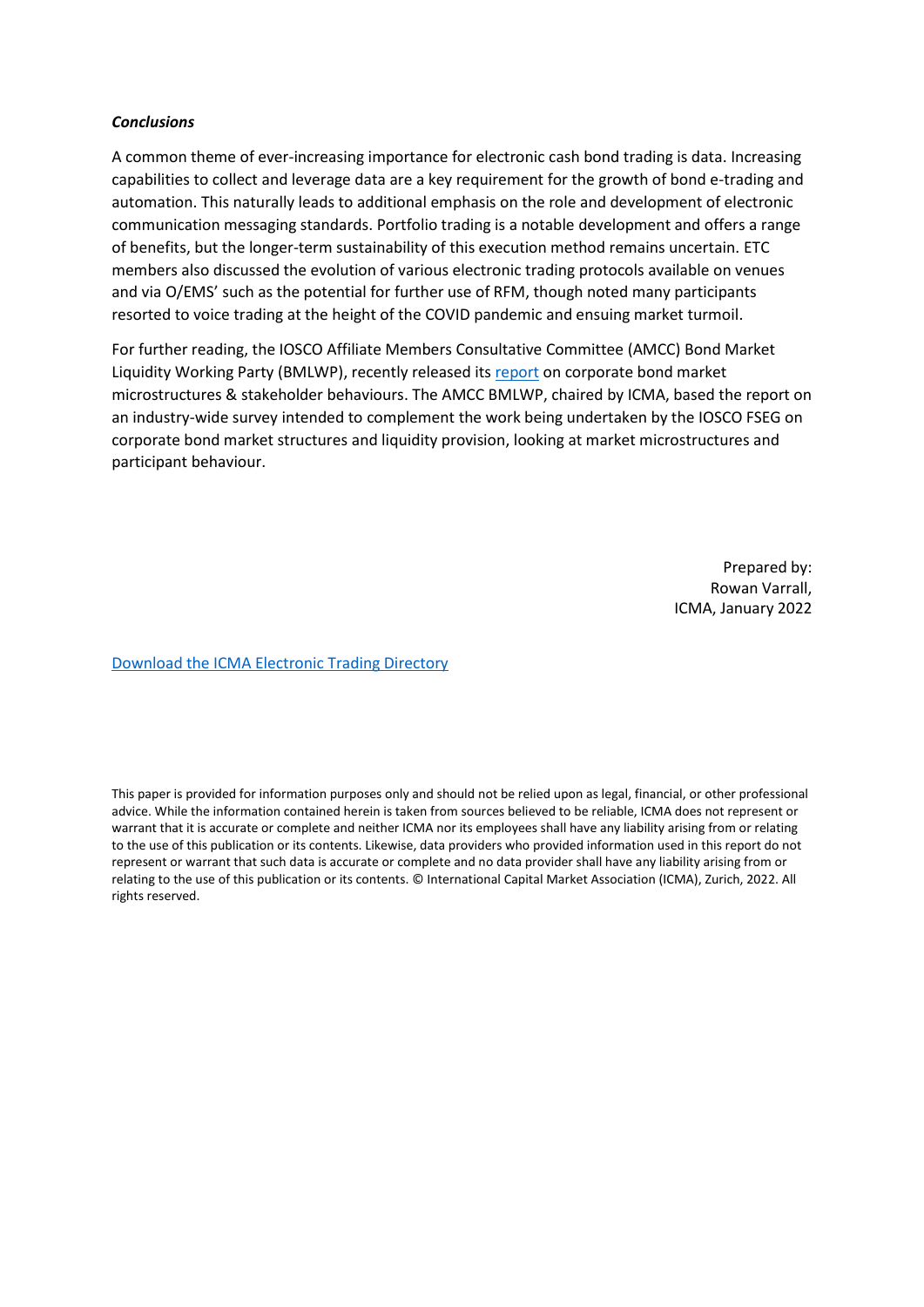### *Conclusions*

A common theme of ever-increasing importance for electronic cash bond trading is data. Increasing capabilities to collect and leverage data are a key requirement for the growth of bond e-trading and automation. This naturally leads to additional emphasis on the role and development of electronic communication messaging standards. Portfolio trading is a notable development and offers a range of benefits, but the longer-term sustainability of this execution method remains uncertain. ETC members also discussed the evolution of various electronic trading protocols available on venues and via O/EMS' such as the potential for further use of RFM, though noted many participants resorted to voice trading at the height of the COVID pandemic and ensuing market turmoil.

For further reading, the IOSCO Affiliate Members Consultative Committee (AMCC) Bond Market Liquidity Working Party (BMLWP), recently released its report on corporate bond market microstructures & stakeholder behaviours. The AMCC BMLWP, chaired by ICMA, based the report on an industry-wide survey intended to complement the work being undertaken by the IOSCO FSEG on corporate bond market structures and liquidity provision, looking at market microstructures and participant behaviour.

Prepared by:
Rowan Varrall,
ICMA, January 2022

Download the ICMA Electronic Trading Directory

This paper is provided for information purposes only and should not be relied upon as legal, financial, or other professional advice. While the information contained herein is taken from sources believed to be reliable, ICMA does not represent or warrant that it is accurate or complete and neither ICMA nor its employees shall have any liability arising from or relating to the use of this publication or its contents. Likewise, data providers who provided information used in this report do not represent or warrant that such data is accurate or complete and no data provider shall have any liability arising from or relating to the use of this publication or its contents. © International Capital Market Association (ICMA), Zurich, 2022. All rights reserved.